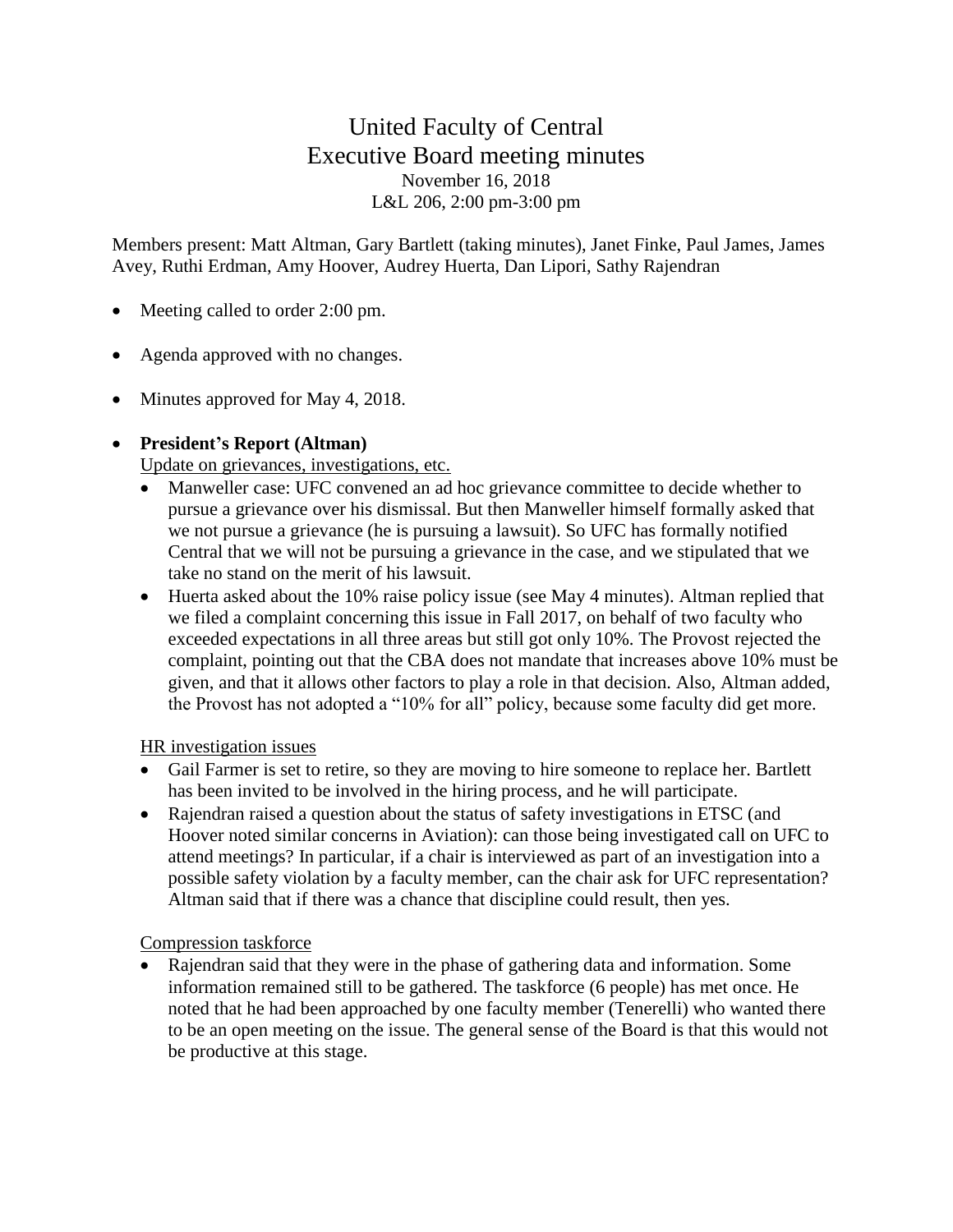# United Faculty of Central
## Executive Board meeting minutes
November 16, 2018
L&L 206, 2:00 pm-3:00 pm

Members present: Matt Altman, Gary Bartlett (taking minutes), Janet Finke, Paul James, James Avey, Ruthi Erdman, Amy Hoover, Audrey Huerta, Dan Lipori, Sathy Rajendran

- Meeting called to order 2:00 pm.
- Agenda approved with no changes.
- Minutes approved for May 4, 2018.
- **President's Report (Altman)**

  Update on grievances, investigations, etc.

  - Manweller case: UFC convened an ad hoc grievance committee to decide whether to pursue a grievance over his dismissal. But then Manweller himself formally asked that we not pursue a grievance (he is pursuing a lawsuit). So UFC has formally notified Central that we will not be pursuing a grievance in the case, and we stipulated that we take no stand on the merit of his lawsuit.
  - Huerta asked about the 10% raise policy issue (see May 4 minutes). Altman replied that we filed a complaint concerning this issue in Fall 2017, on behalf of two faculty who exceeded expectations in all three areas but still got only 10%. The Provost rejected the complaint, pointing out that the CBA does not mandate that increases above 10% must be given, and that it allows other factors to play a role in that decision. Also, Altman added, the Provost has not adopted a "10% for all" policy, because some faculty did get more.

  HR investigation issues

  - Gail Farmer is set to retire, so they are moving to hire someone to replace her. Bartlett has been invited to be involved in the hiring process, and he will participate.
  - Rajendran raised a question about the status of safety investigations in ETSC (and Hoover noted similar concerns in Aviation): can those being investigated call on UFC to attend meetings? In particular, if a chair is interviewed as part of an investigation into a possible safety violation by a faculty member, can the chair ask for UFC representation? Altman said that if there was a chance that discipline could result, then yes.

  Compression taskforce

  - Rajendran said that they were in the phase of gathering data and information. Some information remained still to be gathered. The taskforce (6 people) has met once. He noted that he had been approached by one faculty member (Tenerelli) who wanted there to be an open meeting on the issue. The general sense of the Board is that this would not be productive at this stage.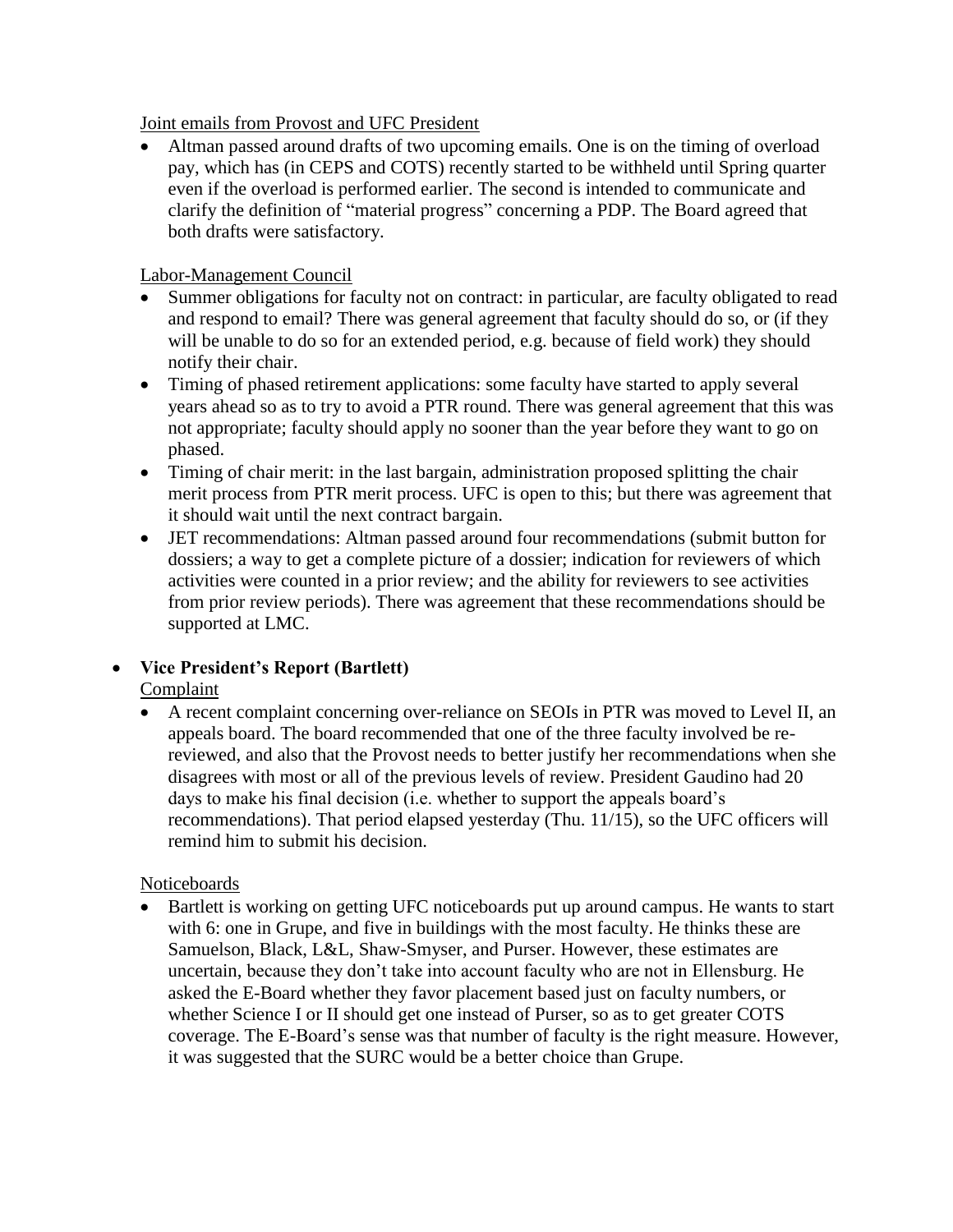Joint emails from Provost and UFC President

- Altman passed around drafts of two upcoming emails. One is on the timing of overload pay, which has (in CEPS and COTS) recently started to be withheld until Spring quarter even if the overload is performed earlier. The second is intended to communicate and clarify the definition of "material progress" concerning a PDP. The Board agreed that both drafts were satisfactory.

Labor-Management Council

- Summer obligations for faculty not on contract: in particular, are faculty obligated to read and respond to email? There was general agreement that faculty should do so, or (if they will be unable to do so for an extended period, e.g. because of field work) they should notify their chair.
- Timing of phased retirement applications: some faculty have started to apply several years ahead so as to try to avoid a PTR round. There was general agreement that this was not appropriate; faculty should apply no sooner than the year before they want to go on phased.
- Timing of chair merit: in the last bargain, administration proposed splitting the chair merit process from PTR merit process. UFC is open to this; but there was agreement that it should wait until the next contract bargain.
- JET recommendations: Altman passed around four recommendations (submit button for dossiers; a way to get a complete picture of a dossier; indication for reviewers of which activities were counted in a prior review; and the ability for reviewers to see activities from prior review periods). There was agreement that these recommendations should be supported at LMC.

- **Vice President's Report (Bartlett)**

  Complaint

  - A recent complaint concerning over-reliance on SEOIs in PTR was moved to Level II, an appeals board. The board recommended that one of the three faculty involved be re-reviewed, and also that the Provost needs to better justify her recommendations when she disagrees with most or all of the previous levels of review. President Gaudino had 20 days to make his final decision (i.e. whether to support the appeals board's recommendations). That period elapsed yesterday (Thu. 11/15), so the UFC officers will remind him to submit his decision.

  Noticeboards

  - Bartlett is working on getting UFC noticeboards put up around campus. He wants to start with 6: one in Grupe, and five in buildings with the most faculty. He thinks these are Samuelson, Black, L&L, Shaw-Smyser, and Purser. However, these estimates are uncertain, because they don't take into account faculty who are not in Ellensburg. He asked the E-Board whether they favor placement based just on faculty numbers, or whether Science I or II should get one instead of Purser, so as to get greater COTS coverage. The E-Board's sense was that number of faculty is the right measure. However, it was suggested that the SURC would be a better choice than Grupe.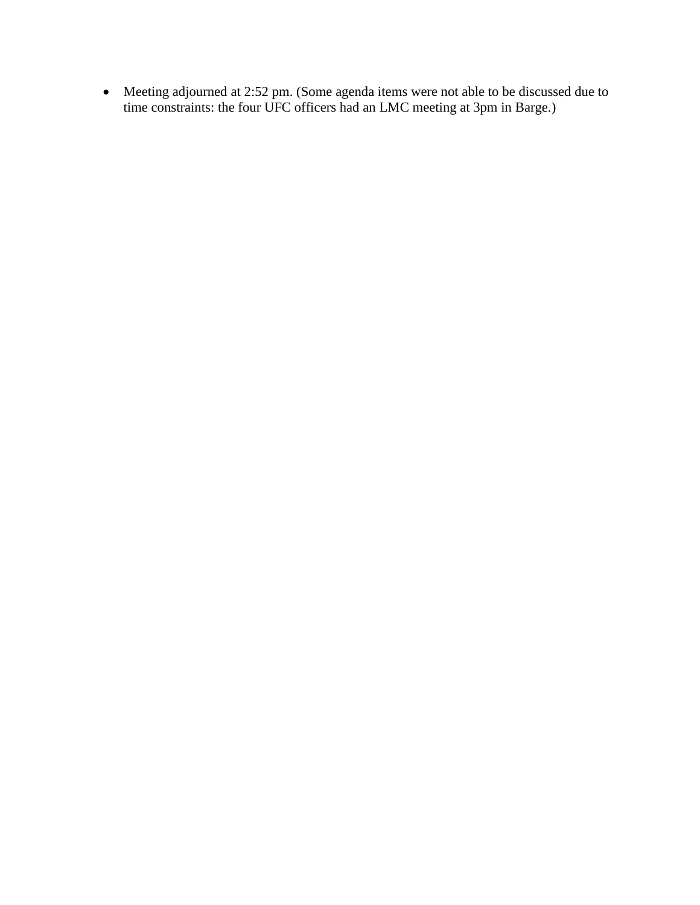- Meeting adjourned at 2:52 pm. (Some agenda items were not able to be discussed due to time constraints: the four UFC officers had an LMC meeting at 3pm in Barge.)